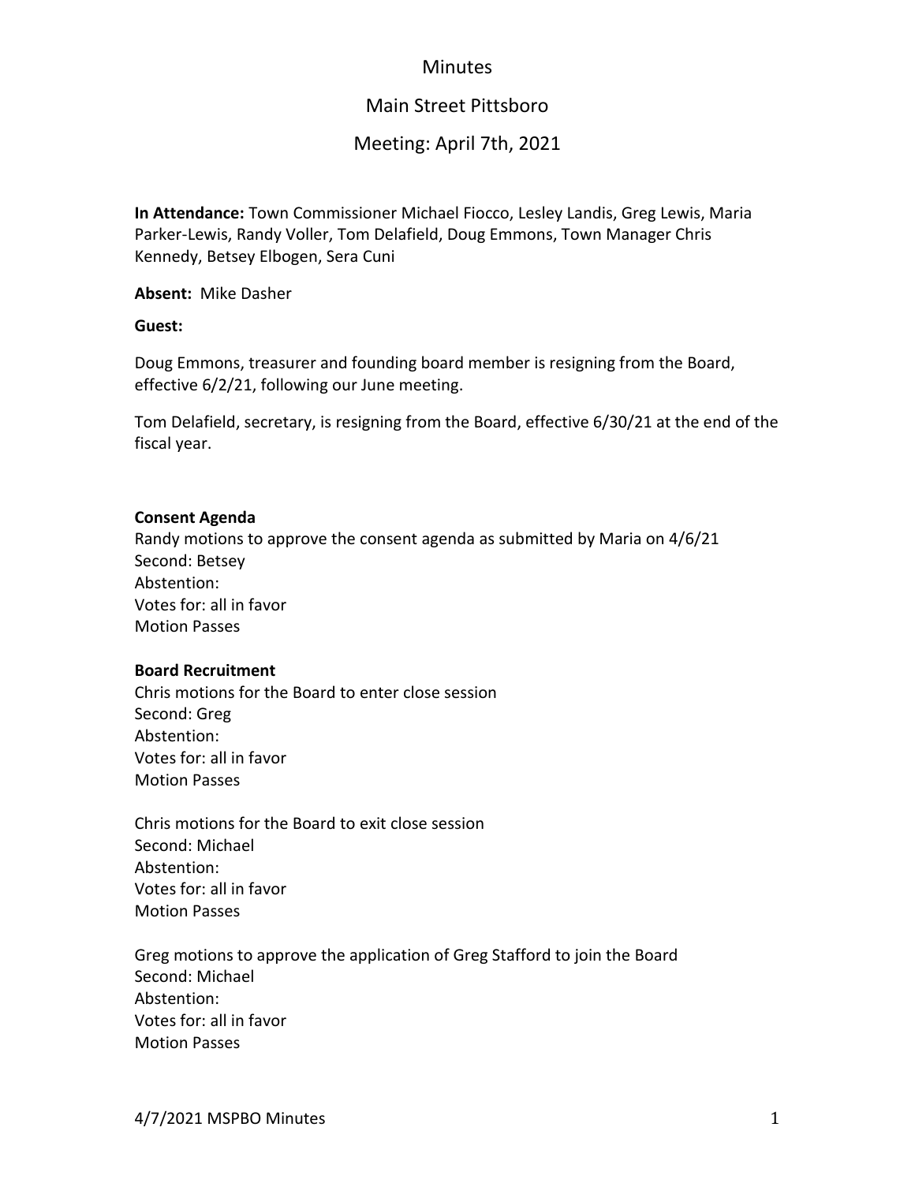# Minutes

## Main Street Pittsboro

## Meeting: April 7th, 2021

**In Attendance:** Town Commissioner Michael Fiocco, Lesley Landis, Greg Lewis, Maria Parker-Lewis, Randy Voller, Tom Delafield, Doug Emmons, Town Manager Chris Kennedy, Betsey Elbogen, Sera Cuni

**Absent:** Mike Dasher

**Guest:**

Doug Emmons, treasurer and founding board member is resigning from the Board, effective 6/2/21, following our June meeting.

Tom Delafield, secretary, is resigning from the Board, effective 6/30/21 at the end of the fiscal year.

**Consent Agenda**
Randy motions to approve the consent agenda as submitted by Maria on 4/6/21
Second: Betsey
Abstention:
Votes for: all in favor
Motion Passes

**Board Recruitment**
Chris motions for the Board to enter close session
Second: Greg
Abstention:
Votes for: all in favor
Motion Passes

Chris motions for the Board to exit close session
Second: Michael
Abstention:
Votes for: all in favor
Motion Passes

Greg motions to approve the application of Greg Stafford to join the Board
Second: Michael
Abstention:
Votes for: all in favor
Motion Passes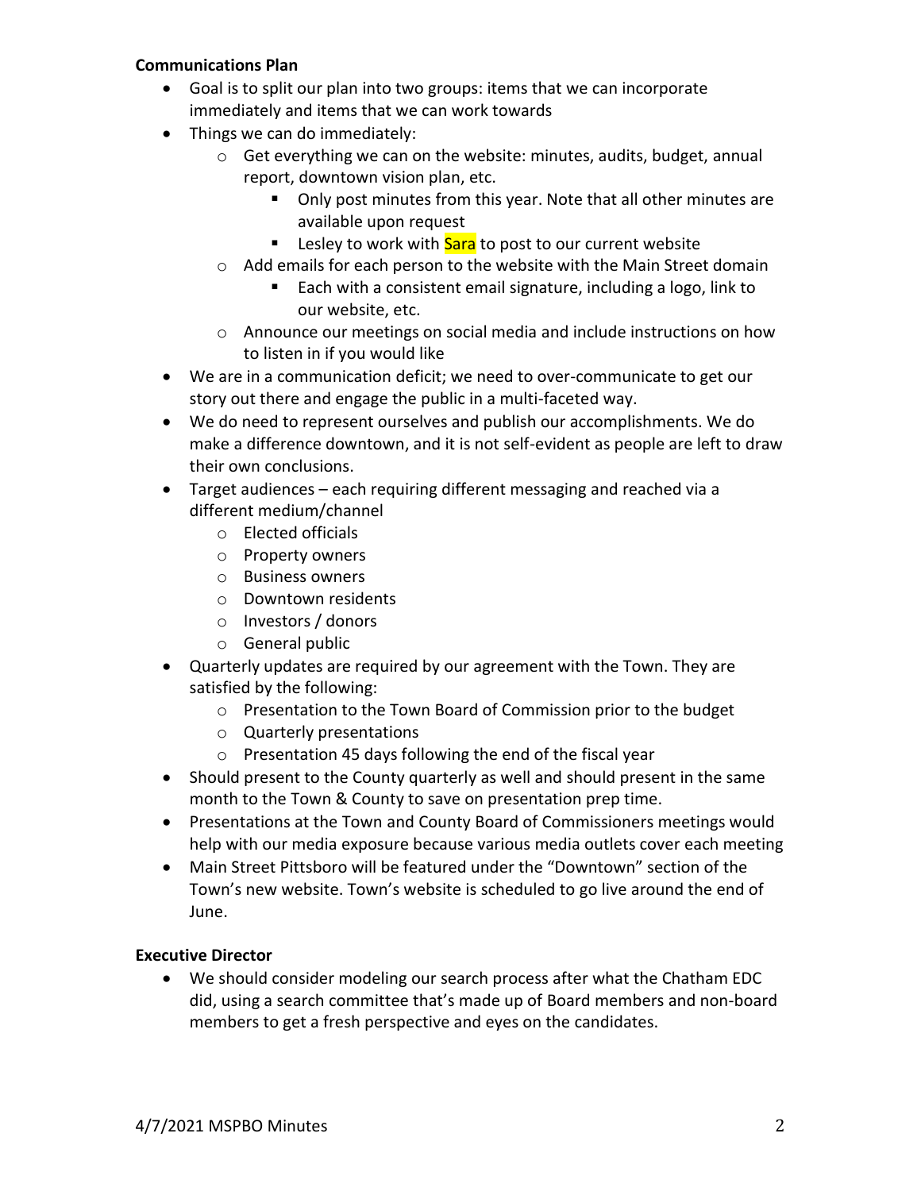**Communications Plan**

- Goal is to split our plan into two groups: items that we can incorporate immediately and items that we can work towards
- Things we can do immediately:
  - Get everything we can on the website: minutes, audits, budget, annual report, downtown vision plan, etc.
    - Only post minutes from this year. Note that all other minutes are available upon request
    - Lesley to work with Sara to post to our current website
  - Add emails for each person to the website with the Main Street domain
    - Each with a consistent email signature, including a logo, link to our website, etc.
  - Announce our meetings on social media and include instructions on how to listen in if you would like
- We are in a communication deficit; we need to over-communicate to get our story out there and engage the public in a multi-faceted way.
- We do need to represent ourselves and publish our accomplishments. We do make a difference downtown, and it is not self-evident as people are left to draw their own conclusions.
- Target audiences – each requiring different messaging and reached via a different medium/channel
  - Elected officials
  - Property owners
  - Business owners
  - Downtown residents
  - Investors / donors
  - General public
- Quarterly updates are required by our agreement with the Town. They are satisfied by the following:
  - Presentation to the Town Board of Commission prior to the budget
  - Quarterly presentations
  - Presentation 45 days following the end of the fiscal year
- Should present to the County quarterly as well and should present in the same month to the Town & County to save on presentation prep time.
- Presentations at the Town and County Board of Commissioners meetings would help with our media exposure because various media outlets cover each meeting
- Main Street Pittsboro will be featured under the "Downtown" section of the Town's new website. Town's website is scheduled to go live around the end of June.

**Executive Director**

- We should consider modeling our search process after what the Chatham EDC did, using a search committee that's made up of Board members and non-board members to get a fresh perspective and eyes on the candidates.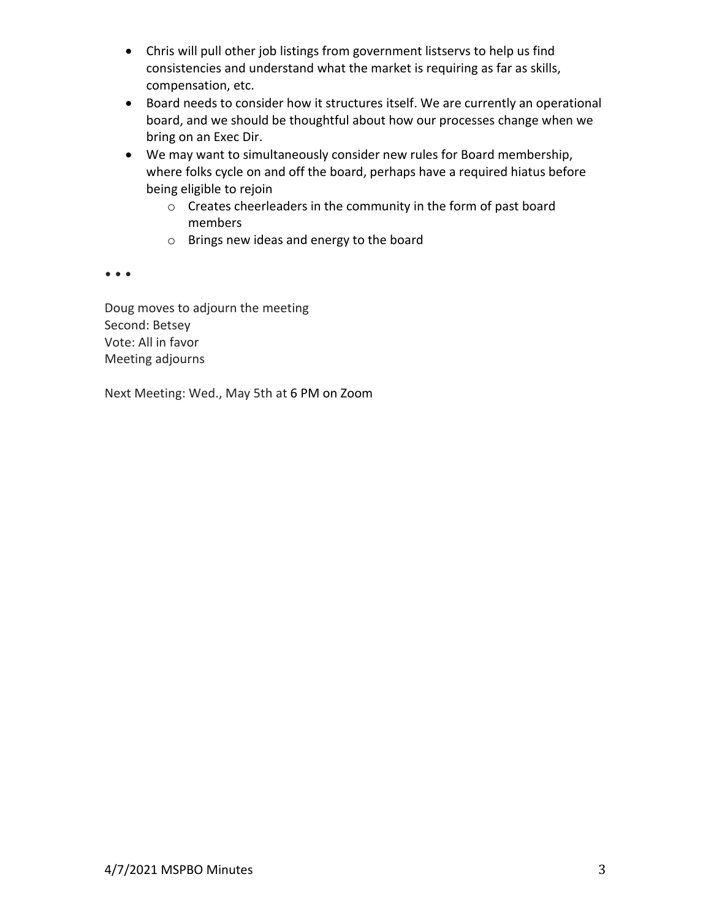- Chris will pull other job listings from government listservs to help us find consistencies and understand what the market is requiring as far as skills, compensation, etc.
- Board needs to consider how it structures itself. We are currently an operational board, and we should be thoughtful about how our processes change when we bring on an Exec Dir.
- We may want to simultaneously consider new rules for Board membership, where folks cycle on and off the board, perhaps have a required hiatus before being eligible to rejoin
  - Creates cheerleaders in the community in the form of past board members
  - Brings new ideas and energy to the board

• • •

Doug moves to adjourn the meeting
Second: Betsey
Vote: All in favor
Meeting adjourns

Next Meeting: Wed., May 5th at 6 PM on Zoom